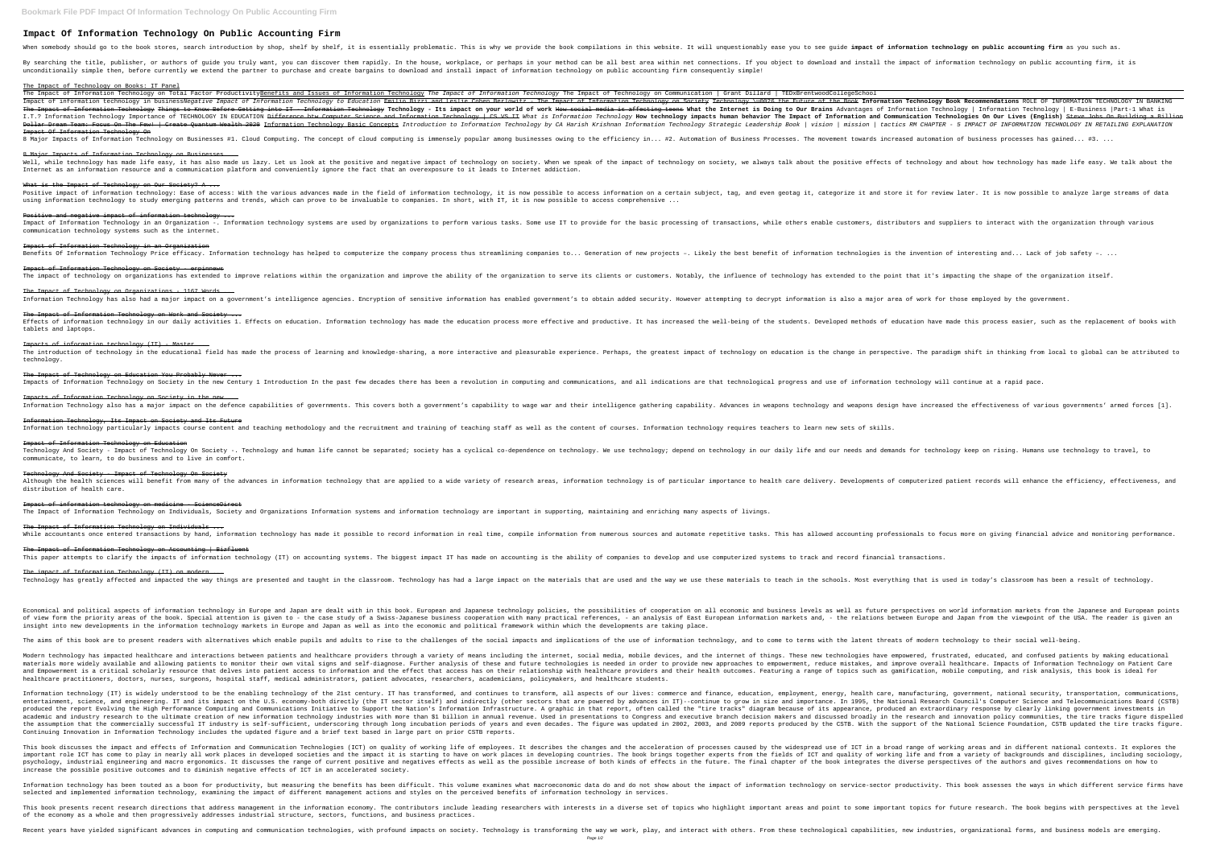# Impact Of Information Technology On Public Accounting Firm

When somebody should go to the book stores, search introduction by shop, shelf by shelf, it is essentially problematic. This is why we provide the book compilations in this website. It will unquestionably ease you to see guide **impact of information technology on public accounting firm** as you such as.

By searching the title, publisher, or authors of guide you truly want, you can discover them rapidly. In the house, workplace, or perhaps in your method can be all best area within net connections. If you object to download and install the impact of information technology on public accounting firm, it is unconditionally simple then, before currently we extend the partner to purchase and create bargains to download and install impact of information technology on public accounting firm consequently simple!

The Impact of Technology on Books: IT Panel

The Impact of Information Technology on Total Factor Productivity Benefits and Issues of Information Technology *The Impact of Information Technology* The Impact of Technology on Communication | Grant Dillard | TEDxBrentwoodCollegeSchool

Impact of information technology in business*Negative Impact of Information Technology to Education* Emilio Rizzi and Leslie Cohen Berlowitz - The Impact of Information Technology on Society Technology \u0026 the Future of the Book **Information Technology Book Recommendations** ROLE OF INFORMATION TECHNOLOGY IN BANKING The Impact of Information Technology Things to Know Before Getting into IT - Information Technology **Technology - Its impact on your world of work** How social media is affecting teens **What the Internet is Doing to Our Brains** Advantages of Information Technology | Information Technology | E-Business |Part-1 What is I.T.? Information Technology Importance of TECHNOLOGY IN EDUCATION Difference btw Computer Science and Information Technology | CS VS IT *What is Information Technology* **How technology impacts human behavior The Impact of Information and Communication Technologies On Our Lives (English)** Steve Jobs On Building a Billion Dollar Dream Team: Focus On The Few! | Create Quantum Wealth 2020 Information Technology Basic Concepts *Introduction to Information Technology by CA Harish Krishnan Information Technology Strategic Leadership Book | vision | mission | tactics RM CHAPTER - 5 IMPACT OF INFORMATION TECHNOLOGY IN RETAILING EXPLANATION* Impact Of Information Technology On

8 Major Impacts of Information Technology on Businesses #1. Cloud Computing. The concept of cloud computing is immensely popular among businesses owing to the efficiency in... #2. Automation of Business Processes. The movement towards increased automation of business processes has gained... #3. ...

8 Major Impacts of Information Technology on Businesses ...

Well, while technology has made life easy, it has also made us lazy. Let us look at the positive and negative impact of technology on society. When we speak of the impact of technology on society, we always talk about the positive effects of technology and about how technology has made life easy. We talk about the Internet as an information resource and a communication platform and conveniently ignore the fact that an overexposure to it leads to Internet addiction.

What is the Impact of Technology on Our Society? A ...

Positive impact of information technology: Ease of access: With the various advances made in the field of information technology, it is now possible to access information on a certain subject, tag, and even geotag it, categorize it and store it for review later. It is now possible to analyze large streams of data using information technology to study emerging patterns and trends, which can prove to be invaluable to companies. In short, with IT, it is now possible to access comprehensive ...

Positive and negative impact of information technology ...

Impact of Information Technology in an Organization -. Information technology systems are used by organizations to perform various tasks. Some use IT to provide for the basic processing of transactions, while others enable customers, distributors and suppliers to interact with the organization through various communication technology systems such as the internet.

Impact of Information Technology in an Organization

Benefits Of Information Technology Price efficacy. Information technology has helped to computerize the company process thus streamlining companies to... Generation of new projects –. Likely the best benefit of information technologies is the invention of interesting and... Lack of job safety –. ...

Impact of Information Technology on Society - erpinnews

The impact of technology on organizations has extended to improve relations within the organization and improve the ability of the organization to serve its clients or customers. Notably, the influence of technology has extended to the point that it's impacting the shape of the organization itself.

The Impact of Technology on Organizations - 1167 Words ...

Information Technology has also had a major impact on a government's intelligence agencies. Encryption of sensitive information has enabled government's to obtain added security. However attempting to decrypt information is also a major area of work for those employed by the government.

The Impact of Information Technology on Work and Society ...

Effects of information technology in our daily activities 1. Effects on education. Information technology has made the education process more effective and productive. It has increased the well-being of the students. Developed methods of education have made this process easier, such as the replacement of books with tablets and laptops.

Impacts of information technology (IT) - Master ...

The introduction of technology in the educational field has made the process of learning and knowledge-sharing, a more interactive and pleasurable experience. Perhaps, the greatest impact of technology on education is the change in perspective. The paradigm shift in thinking from local to global can be attributed to technology.

The Impact of Technology on Education You Probably Never ...

Impacts of Information Technology on Society in the new Century 1 Introduction In the past few decades there has been a revolution in computing and communications, and all indications are that technological progress and use of information technology will continue at a rapid pace.

Impacts of Information Technology on Society in the new ...

Information Technology also has a major impact on the defence capabilities of governments. This covers both a government's capability to wage war and their intelligence gathering capability. Advances in weapons technology and weapons design have increased the effectiveness of various governments' armed forces [1].

Information Technology, Its Impact on Society and Its Future

Information technology particularly impacts course content and teaching methodology and the recruitment and training of teaching staff as well as the content of courses. Information technology requires teachers to learn new sets of skills.

Impact of Information Technology on Education

Technology And Society - Impact of Technology On Society -. Technology and human life cannot be separated; society has a cyclical co-dependence on technology. We use technology; depend on technology in our daily life and our needs and demands for technology keep on rising. Humans use technology to travel, to communicate, to learn, to do business and to live in comfort.

Technology And Society - Impact of Technology On Society

Although the health sciences will benefit from many of the advances in information technology that are applied to a wide variety of research areas, information technology is of particular importance to health care delivery. Developments of computerized patient records will enhance the efficiency, effectiveness, and distribution of health care.

Impact of information technology on medicine - ScienceDirect

The Impact of Information Technology on Individuals, Society and Organizations Information systems and information technology are important in supporting, maintaining and enriching many aspects of livings.

The Impact of Information Technology on Individuals ...

While accountants once entered transactions by hand, information technology has made it possible to record information in real time, compile information from numerous sources and automate repetitive tasks. This has allowed accounting professionals to focus more on giving financial advice and monitoring performance.

The Impact of Information Technology on Accounting | Bizfluent

This paper attempts to clarify the impacts of information technology (IT) on accounting systems. The biggest impact IT has made on accounting is the ability of companies to develop and use computerized systems to track and record financial transactions.

The impact of Information Technology (IT) on modern ...

Technology has greatly affected and impacted the way things are presented and taught in the classroom. Technology has had a large impact on the materials that are used and the way we use these materials to teach in the schools. Most everything that is used in today's classroom has been a result of technology.

Economical and political aspects of information technology in Europe and Japan are dealt with in this book. European and Japanese technology policies, the possibilities of cooperation on all economic and business levels as well as future perspectives on world information markets from the Japanese and European points of view form the priority areas of the book. Special attention is given to - the case study of a Swiss-Japanese business cooperation with many practical references, - an analysis of East European information markets and, - the relations between Europe and Japan from the viewpoint of the USA. The reader is given an insight into new developments in the information technology markets in Europe and Japan as well as into the economic and political framework within which the developments are taking place.

The aims of this book are to present readers with alternatives which enable pupils and adults to rise to the challenges of the social impacts and implications of the use of information technology, and to come to terms with the latent threats of modern technology to their social well-being.

Modern technology has impacted healthcare and interactions between patients and healthcare providers through a variety of means including the internet, social media, mobile devices, and the internet of things. These new technologies have empowered, frustrated, educated, and confused patients by making educational materials more widely available and allowing patients to monitor their own vital signs and self-diagnose. Further analysis of these and future technologies is needed in order to provide new approaches to empowerment, reduce mistakes, and improve overall healthcare. Impacts of Information Technology on Patient Care and Empowerment is a critical scholarly resource that delves into patient access to information and the effect that access has on their relationship with healthcare providers and their health outcomes. Featuring a range of topics such as gamification, mobile computing, and risk analysis, this book is ideal for healthcare practitioners, doctors, nurses, surgeons, hospital staff, medical administrators, patient advocates, researchers, academicians, policymakers, and healthcare students.

Information technology (IT) is widely understood to be the enabling technology of the 21st century. IT has transformed, and continues to transform, all aspects of our lives: commerce and finance, education, employment, energy, health care, manufacturing, government, national security, transportation, communications, entertainment, science, and engineering. IT and its impact on the U.S. economy-both directly (the IT sector itself) and indirectly (other sectors that are powered by advances in IT)--continue to grow in size and importance. In 1995, the National Research Council's Computer Science and Telecommunications Board (CSTB) produced the report Evolving the High Performance Computing and Communications Initiative to Support the Nation's Information Infrastructure. A graphic in that report, often called the "tire tracks" diagram because of its appearance, produced an extraordinary response by clearly linking government investments in academic and industry research to the ultimate creation of new information technology industries with more than $1 billion in annual revenue. Used in presentations to Congress and executive branch decision makers and discussed broadly in the research and innovation policy communities, the tire tracks figure dispelled the assumption that the commercially successful IT industry is self-sufficient, underscoring through long incubation periods of years and even decades. The figure was updated in 2002, 2003, and 2009 reports produced by the CSTB. With the support of the National Science Foundation, CSTB updated the tire tracks figure. Continuing Innovation in Information Technology includes the updated figure and a brief text based in large part on prior CSTB reports.

This book discusses the impact and effects of Information and Communication Technologies (ICT) on quality of working life of employees. It describes the changes and the acceleration of processes caused by the widespread use of ICT in a broad range of working areas and in different national contexts. It explores the important role ICT has come to play in nearly all work places in developed societies and the impact it is starting to have on work places in developing countries. The book brings together experts from the fields of ICT and quality of working life and from a variety of backgrounds and disciplines, including sociology, psychology, industrial engineering and macro ergonomics. It discusses the range of current positive and negatives effects as well as the possible increase of both kinds of effects in the future. The final chapter of the book integrates the diverse perspectives of the authors and gives recommendations on how to increase the possible positive outcomes and to diminish negative effects of ICT in an accelerated society.

Information technology has been touted as a boon for productivity, but measuring the benefits has been difficult. This volume examines what macroeconomic data do and do not show about the impact of information technology on service-sector productivity. This book assesses the ways in which different service firms have selected and implemented information technology, examining the impact of different management actions and styles on the perceived benefits of information technology in services.

This book presents recent research directions that address management in the information economy. The contributors include leading researchers with interests in a diverse set of topics who highlight important areas and point to some important topics for future research. The book begins with perspectives at the level of the economy as a whole and then progressively addresses industrial structure, sectors, functions, and business practices.

Recent years have yielded significant advances in computing and communication technologies, with profound impacts on society. Technology is transforming the way we work, play, and interact with others. From these technological capabilities, new industries, organizational forms, and business models are emerging.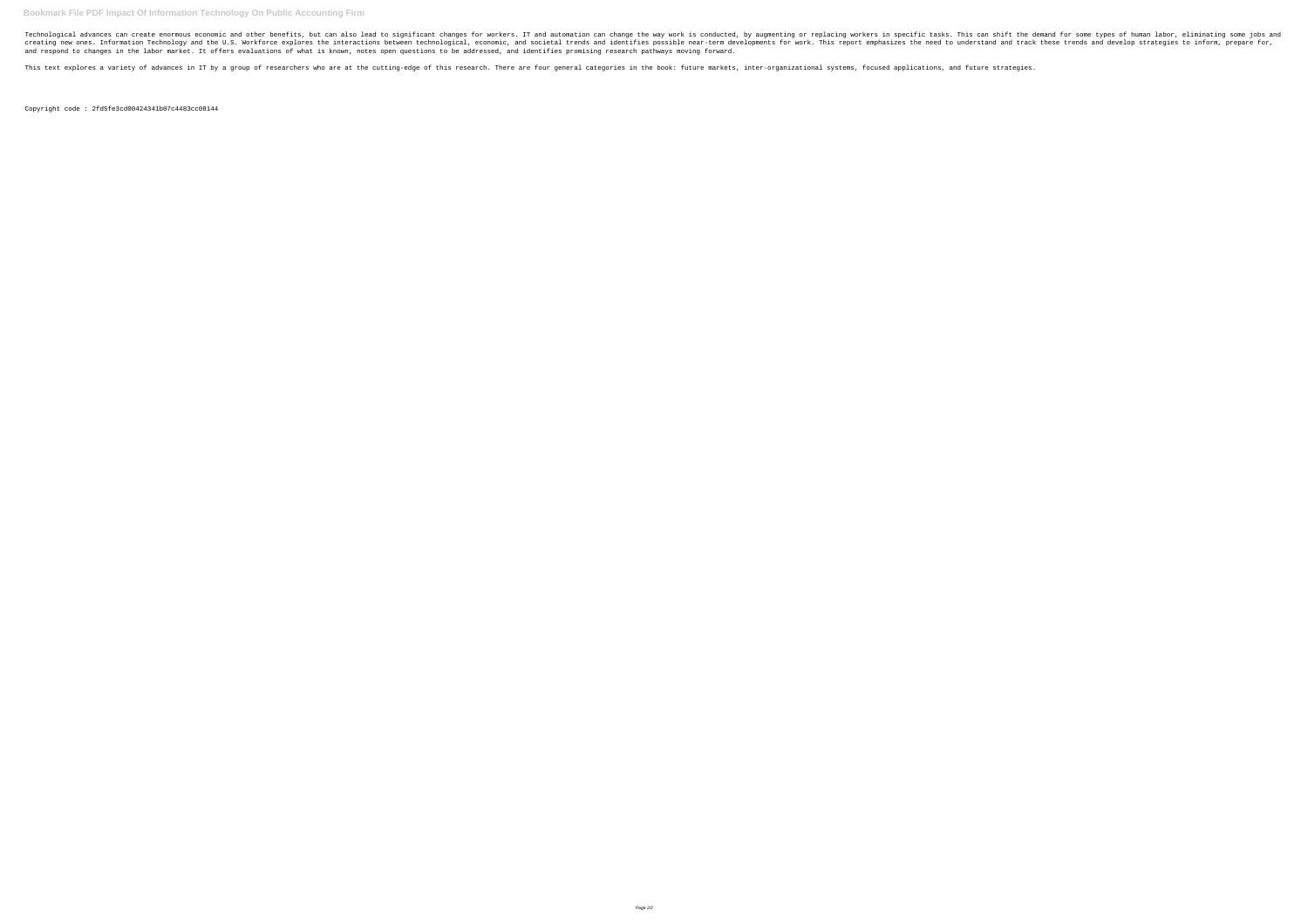Technological advances can create enormous economic and other benefits, but can also lead to significant changes for workers. IT and automation can change the way work is conducted, by augmenting or replacing workers in specific tasks. This can shift the demand for some types of human labor, eliminating some jobs and creating new ones. Information Technology and the U.S. Workforce explores the interactions between technological, economic, and societal trends and identifies possible near-term developments for work. This report emphasizes the need to understand and track these trends and develop strategies to inform, prepare for, and respond to changes in the labor market. It offers evaluations of what is known, notes open questions to be addressed, and identifies promising research pathways moving forward.

This text explores a variety of advances in IT by a group of researchers who are at the cutting-edge of this research. There are four general categories in the book: future markets, inter-organizational systems, focused applications, and future strategies.

Copyright code : 2fd5fe3cd00424341b07c4483cc08144